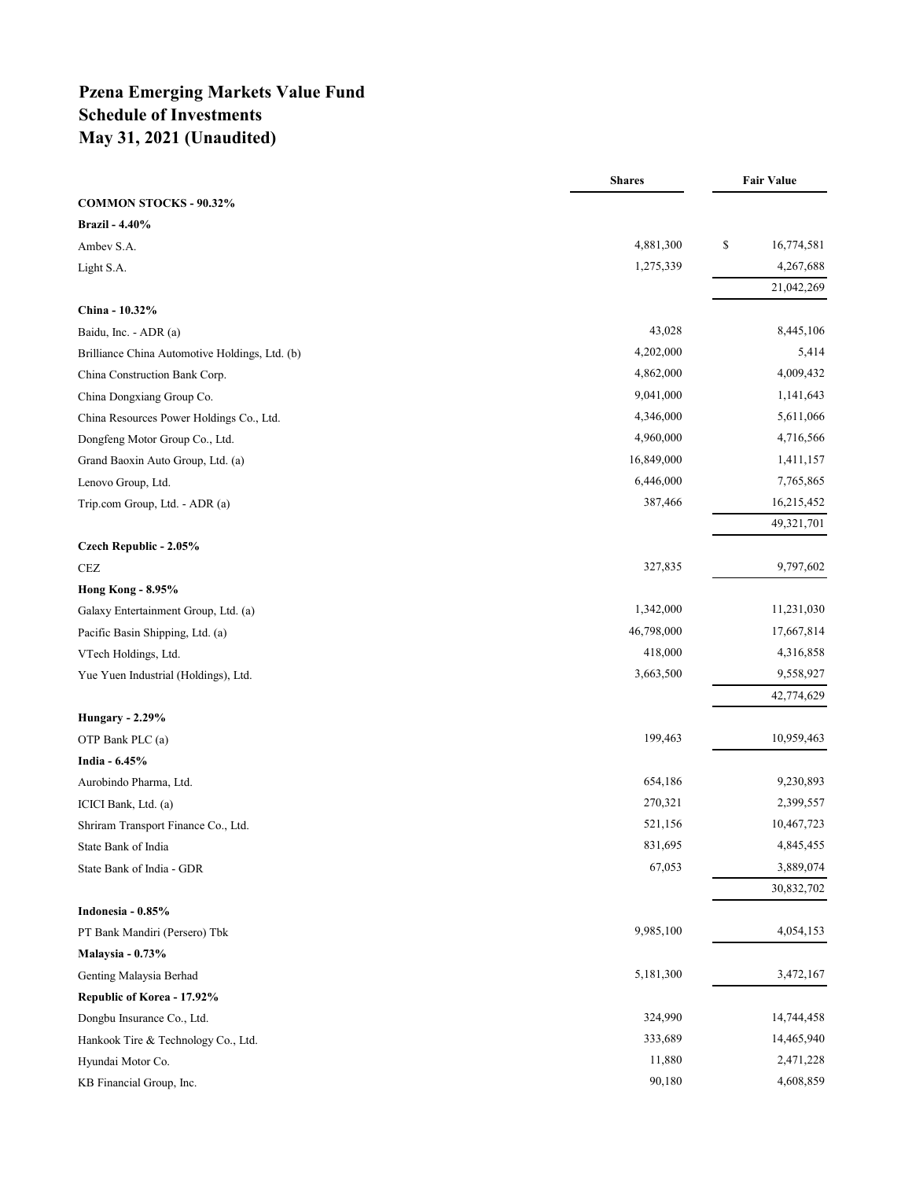# Pzena Emerging Markets Value Fund
# Schedule of Investments
# May 31, 2021 (Unaudited)

| | Shares | Fair Value |
|---|---|---|
| **COMMON STOCKS - 90.32%** | | |
| **Brazil - 4.40%** | | |
| Ambev S.A. | 4,881,300 | $ 16,774,581 |
| Light S.A. | 1,275,339 | 4,267,688 |
| | | 21,042,269 |
| **China - 10.32%** | | |
| Baidu, Inc. - ADR (a) | 43,028 | 8,445,106 |
| Brilliance China Automotive Holdings, Ltd. (b) | 4,202,000 | 5,414 |
| China Construction Bank Corp. | 4,862,000 | 4,009,432 |
| China Dongxiang Group Co. | 9,041,000 | 1,141,643 |
| China Resources Power Holdings Co., Ltd. | 4,346,000 | 5,611,066 |
| Dongfeng Motor Group Co., Ltd. | 4,960,000 | 4,716,566 |
| Grand Baoxin Auto Group, Ltd. (a) | 16,849,000 | 1,411,157 |
| Lenovo Group, Ltd. | 6,446,000 | 7,765,865 |
| Trip.com Group, Ltd. - ADR (a) | 387,466 | 16,215,452 |
| | | 49,321,701 |
| **Czech Republic - 2.05%** | | |
| CEZ | 327,835 | 9,797,602 |
| **Hong Kong - 8.95%** | | |
| Galaxy Entertainment Group, Ltd. (a) | 1,342,000 | 11,231,030 |
| Pacific Basin Shipping, Ltd. (a) | 46,798,000 | 17,667,814 |
| VTech Holdings, Ltd. | 418,000 | 4,316,858 |
| Yue Yuen Industrial (Holdings), Ltd. | 3,663,500 | 9,558,927 |
| | | 42,774,629 |
| **Hungary - 2.29%** | | |
| OTP Bank PLC (a) | 199,463 | 10,959,463 |
| **India - 6.45%** | | |
| Aurobindo Pharma, Ltd. | 654,186 | 9,230,893 |
| ICICI Bank, Ltd. (a) | 270,321 | 2,399,557 |
| Shriram Transport Finance Co., Ltd. | 521,156 | 10,467,723 |
| State Bank of India | 831,695 | 4,845,455 |
| State Bank of India - GDR | 67,053 | 3,889,074 |
| | | 30,832,702 |
| **Indonesia - 0.85%** | | |
| PT Bank Mandiri (Persero) Tbk | 9,985,100 | 4,054,153 |
| **Malaysia - 0.73%** | | |
| Genting Malaysia Berhad | 5,181,300 | 3,472,167 |
| **Republic of Korea - 17.92%** | | |
| Dongbu Insurance Co., Ltd. | 324,990 | 14,744,458 |
| Hankook Tire & Technology Co., Ltd. | 333,689 | 14,465,940 |
| Hyundai Motor Co. | 11,880 | 2,471,228 |
| KB Financial Group, Inc. | 90,180 | 4,608,859 |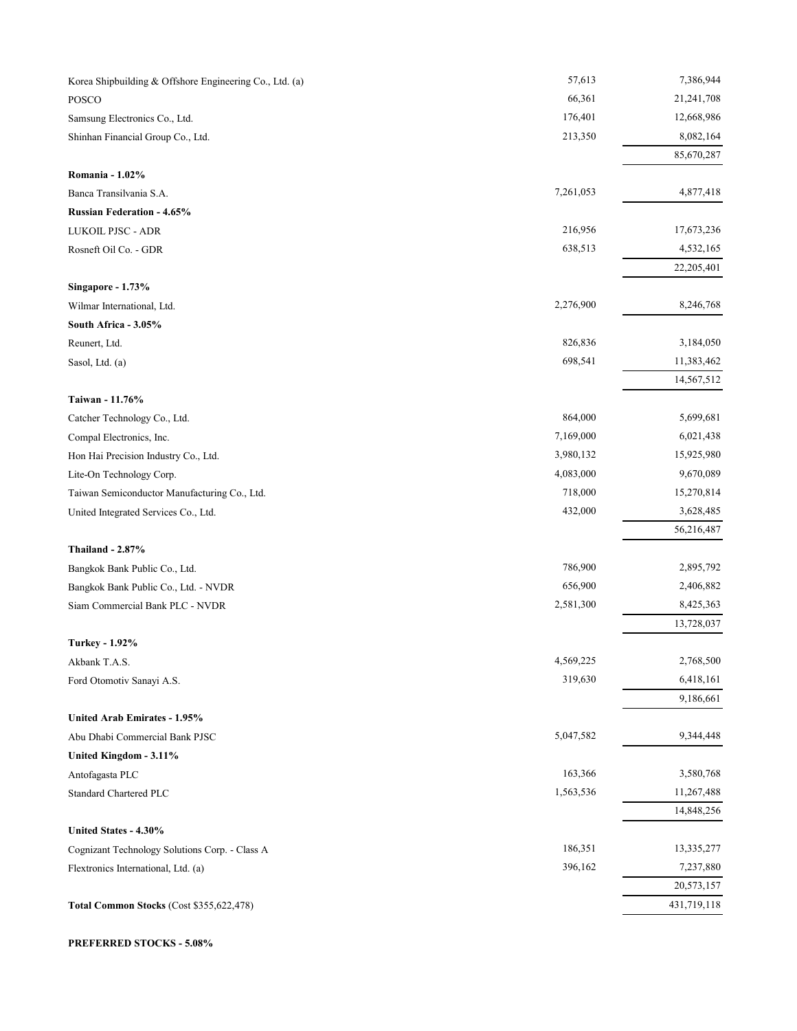| | | |
|---|---|---|
| Korea Shipbuilding & Offshore Engineering Co., Ltd. (a) | 57,613 | 7,386,944 |
| POSCO | 66,361 | 21,241,708 |
| Samsung Electronics Co., Ltd. | 176,401 | 12,668,986 |
| Shinhan Financial Group Co., Ltd. | 213,350 | 8,082,164 |
| | | 85,670,287 |
| **Romania - 1.02%** | | |
| Banca Transilvania S.A. | 7,261,053 | 4,877,418 |
| **Russian Federation - 4.65%** | | |
| LUKOIL PJSC - ADR | 216,956 | 17,673,236 |
| Rosneft Oil Co. - GDR | 638,513 | 4,532,165 |
| | | 22,205,401 |
| **Singapore - 1.73%** | | |
| Wilmar International, Ltd. | 2,276,900 | 8,246,768 |
| **South Africa - 3.05%** | | |
| Reunert, Ltd. | 826,836 | 3,184,050 |
| Sasol, Ltd. (a) | 698,541 | 11,383,462 |
| | | 14,567,512 |
| **Taiwan - 11.76%** | | |
| Catcher Technology Co., Ltd. | 864,000 | 5,699,681 |
| Compal Electronics, Inc. | 7,169,000 | 6,021,438 |
| Hon Hai Precision Industry Co., Ltd. | 3,980,132 | 15,925,980 |
| Lite-On Technology Corp. | 4,083,000 | 9,670,089 |
| Taiwan Semiconductor Manufacturing Co., Ltd. | 718,000 | 15,270,814 |
| United Integrated Services Co., Ltd. | 432,000 | 3,628,485 |
| | | 56,216,487 |
| **Thailand - 2.87%** | | |
| Bangkok Bank Public Co., Ltd. | 786,900 | 2,895,792 |
| Bangkok Bank Public Co., Ltd. - NVDR | 656,900 | 2,406,882 |
| Siam Commercial Bank PLC - NVDR | 2,581,300 | 8,425,363 |
| | | 13,728,037 |
| **Turkey - 1.92%** | | |
| Akbank T.A.S. | 4,569,225 | 2,768,500 |
| Ford Otomotiv Sanayi A.S. | 319,630 | 6,418,161 |
| | | 9,186,661 |
| **United Arab Emirates - 1.95%** | | |
| Abu Dhabi Commercial Bank PJSC | 5,047,582 | 9,344,448 |
| **United Kingdom - 3.11%** | | |
| Antofagasta PLC | 163,366 | 3,580,768 |
| Standard Chartered PLC | 1,563,536 | 11,267,488 |
| | | 14,848,256 |
| **United States - 4.30%** | | |
| Cognizant Technology Solutions Corp. - Class A | 186,351 | 13,335,277 |
| Flextronics International, Ltd. (a) | 396,162 | 7,237,880 |
| | | 20,573,157 |
| **Total Common Stocks** (Cost $355,622,478) | | 431,719,118 |

**PREFERRED STOCKS - 5.08%**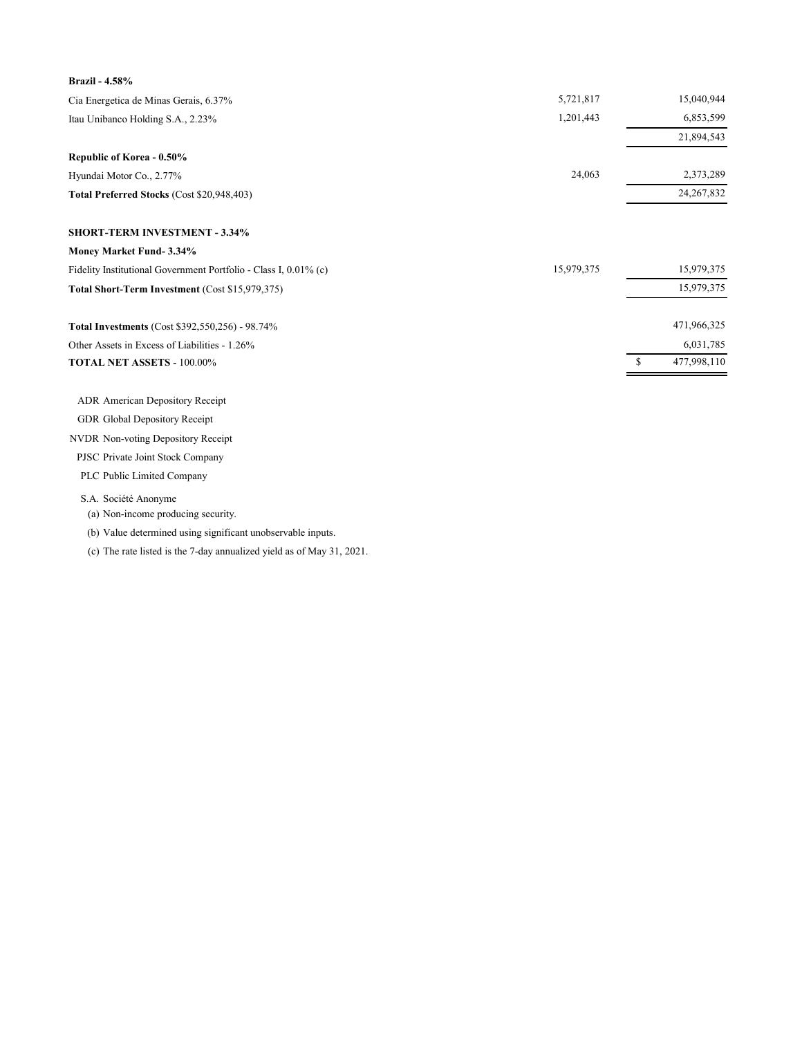| | Shares | Value |
|---|---|---|
| **Brazil - 4.58%** | | |
| Cia Energetica de Minas Gerais, 6.37% | 5,721,817 | 15,040,944 |
| Itau Unibanco Holding S.A., 2.23% | 1,201,443 | 6,853,599 |
| | | 21,894,543 |
| **Republic of Korea - 0.50%** | | |
| Hyundai Motor Co., 2.77% | 24,063 | 2,373,289 |
| **Total Preferred Stocks** (Cost $20,948,403) | | 24,267,832 |
| | | |
| **SHORT-TERM INVESTMENT - 3.34%** | | |
| **Money Market Fund- 3.34%** | | |
| Fidelity Institutional Government Portfolio - Class I, 0.01% (c) | 15,979,375 | 15,979,375 |
| **Total Short-Term Investment** (Cost $15,979,375) | | 15,979,375 |
| | | |
| **Total Investments** (Cost $392,550,256) - 98.74% | | 471,966,325 |
| Other Assets in Excess of Liabilities - 1.26% | | 6,031,785 |
| **TOTAL NET ASSETS** - 100.00% | | $ 477,998,110 |

ADR American Depository Receipt

GDR Global Depository Receipt

NVDR Non-voting Depository Receipt

PJSC Private Joint Stock Company

PLC Public Limited Company

S.A. Société Anonyme

(a) Non-income producing security.

(b) Value determined using significant unobservable inputs.

(c) The rate listed is the 7-day annualized yield as of May 31, 2021.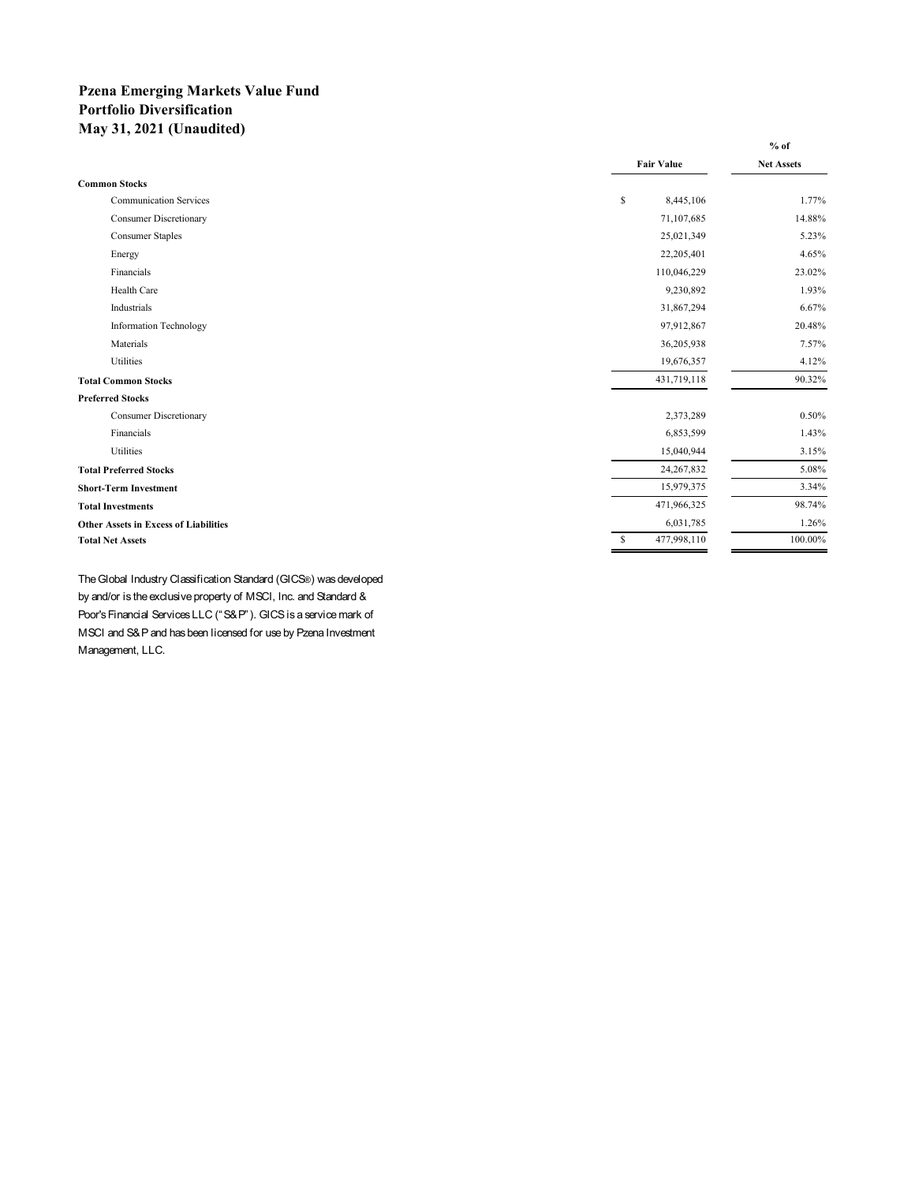**Pzena Emerging Markets Value Fund**
**Portfolio Diversification**
**May 31, 2021 (Unaudited)**

| | Fair Value | % of Net Assets |
|---|---|---|
| **Common Stocks** | | |
| Communication Services | $ 8,445,106 | 1.77% |
| Consumer Discretionary | 71,107,685 | 14.88% |
| Consumer Staples | 25,021,349 | 5.23% |
| Energy | 22,205,401 | 4.65% |
| Financials | 110,046,229 | 23.02% |
| Health Care | 9,230,892 | 1.93% |
| Industrials | 31,867,294 | 6.67% |
| Information Technology | 97,912,867 | 20.48% |
| Materials | 36,205,938 | 7.57% |
| Utilities | 19,676,357 | 4.12% |
| **Total Common Stocks** | 431,719,118 | 90.32% |
| **Preferred Stocks** | | |
| Consumer Discretionary | 2,373,289 | 0.50% |
| Financials | 6,853,599 | 1.43% |
| Utilities | 15,040,944 | 3.15% |
| **Total Preferred Stocks** | 24,267,832 | 5.08% |
| **Short-Term Investment** | 15,979,375 | 3.34% |
| **Total Investments** | 471,966,325 | 98.74% |
| **Other Assets in Excess of Liabilities** | 6,031,785 | 1.26% |
| **Total Net Assets** | $ 477,998,110 | 100.00% |

The Global Industry Classification Standard (GICS®) was developed by and/or is the exclusive property of MSCI, Inc. and Standard & Poor's Financial Services LLC ("S&P"). GICS is a service mark of MSCI and S&P and has been licensed for use by Pzena Investment Management, LLC.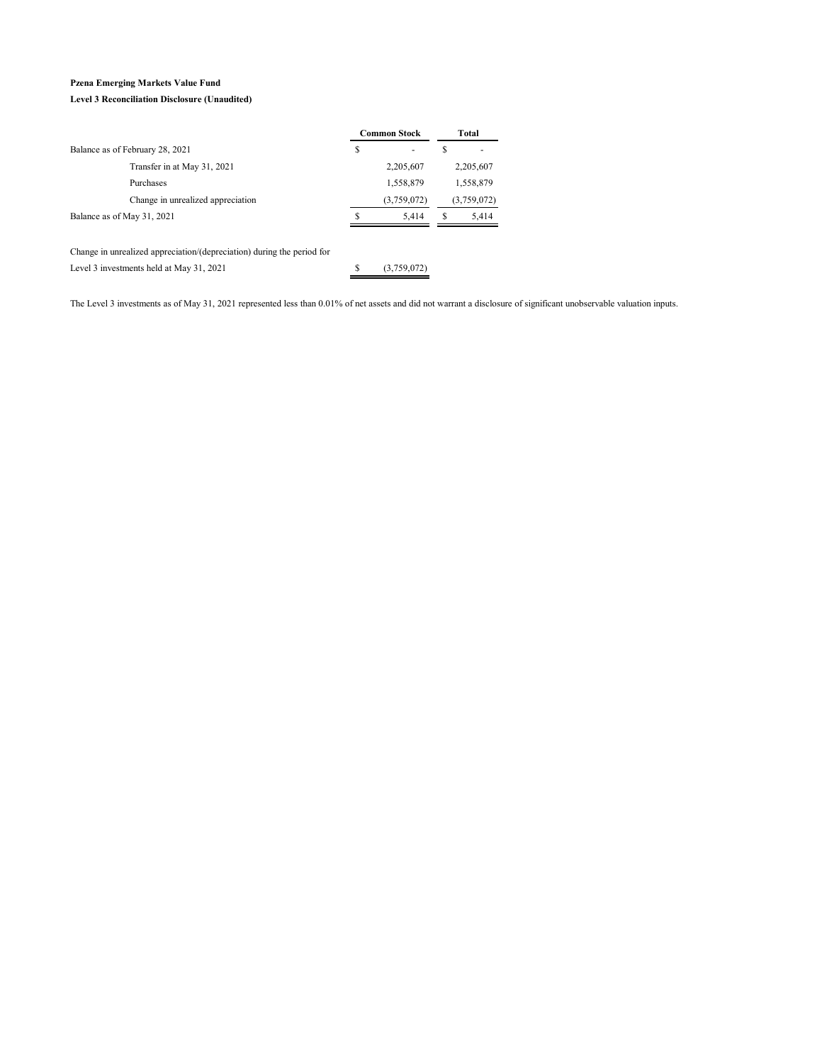**Pzena Emerging Markets Value Fund**

**Level 3 Reconciliation Disclosure (Unaudited)**

| | Common Stock | Total |
|---|---|---|
| Balance as of February 28, 2021 | $ - | $ - |
| Transfer in at May 31, 2021 | 2,205,607 | 2,205,607 |
| Purchases | 1,558,879 | 1,558,879 |
| Change in unrealized appreciation | (3,759,072) | (3,759,072) |
| Balance as of May 31, 2021 | $ 5,414 | $ 5,414 |

| | |
|---|---|
| Change in unrealized appreciation/(depreciation) during the period for Level 3 investments held at May 31, 2021 | $ (3,759,072) |

The Level 3 investments as of May 31, 2021 represented less than 0.01% of net assets and did not warrant a disclosure of significant unobservable valuation inputs.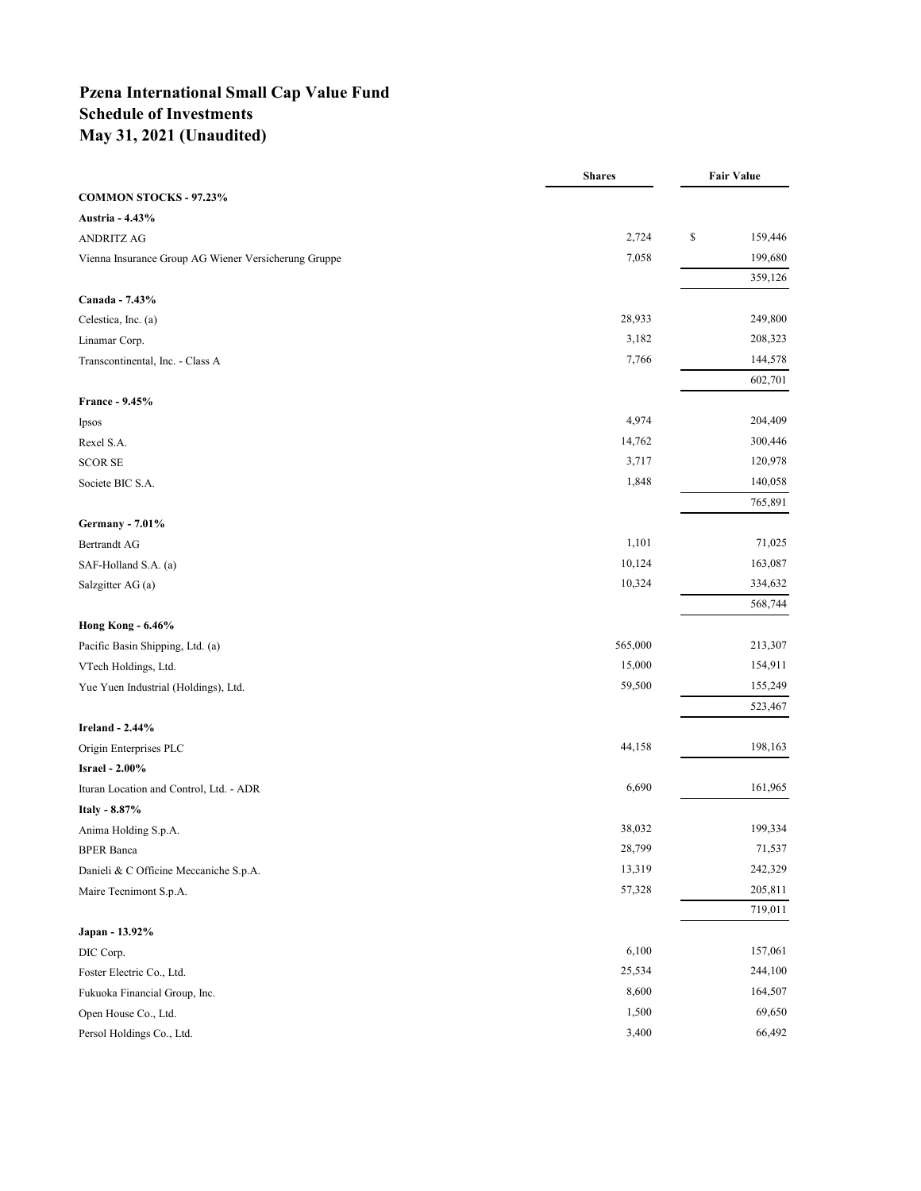# Pzena International Small Cap Value Fund
## Schedule of Investments
## May 31, 2021 (Unaudited)

| | Shares | Fair Value |
|---|---|---|
| **COMMON STOCKS - 97.23%** | | |
| **Austria - 4.43%** | | |
| ANDRITZ AG | 2,724 | $ 159,446 |
| Vienna Insurance Group AG Wiener Versicherung Gruppe | 7,058 | 199,680 |
| | | 359,126 |
| **Canada - 7.43%** | | |
| Celestica, Inc. (a) | 28,933 | 249,800 |
| Linamar Corp. | 3,182 | 208,323 |
| Transcontinental, Inc. - Class A | 7,766 | 144,578 |
| | | 602,701 |
| **France - 9.45%** | | |
| Ipsos | 4,974 | 204,409 |
| Rexel S.A. | 14,762 | 300,446 |
| SCOR SE | 3,717 | 120,978 |
| Societe BIC S.A. | 1,848 | 140,058 |
| | | 765,891 |
| **Germany - 7.01%** | | |
| Bertrandt AG | 1,101 | 71,025 |
| SAF-Holland S.A. (a) | 10,124 | 163,087 |
| Salzgitter AG (a) | 10,324 | 334,632 |
| | | 568,744 |
| **Hong Kong - 6.46%** | | |
| Pacific Basin Shipping, Ltd. (a) | 565,000 | 213,307 |
| VTech Holdings, Ltd. | 15,000 | 154,911 |
| Yue Yuen Industrial (Holdings), Ltd. | 59,500 | 155,249 |
| | | 523,467 |
| **Ireland - 2.44%** | | |
| Origin Enterprises PLC | 44,158 | 198,163 |
| **Israel - 2.00%** | | |
| Ituran Location and Control, Ltd. - ADR | 6,690 | 161,965 |
| **Italy - 8.87%** | | |
| Anima Holding S.p.A. | 38,032 | 199,334 |
| BPER Banca | 28,799 | 71,537 |
| Danieli & C Officine Meccaniche S.p.A. | 13,319 | 242,329 |
| Maire Tecnimont S.p.A. | 57,328 | 205,811 |
| | | 719,011 |
| **Japan - 13.92%** | | |
| DIC Corp. | 6,100 | 157,061 |
| Foster Electric Co., Ltd. | 25,534 | 244,100 |
| Fukuoka Financial Group, Inc. | 8,600 | 164,507 |
| Open House Co., Ltd. | 1,500 | 69,650 |
| Persol Holdings Co., Ltd. | 3,400 | 66,492 |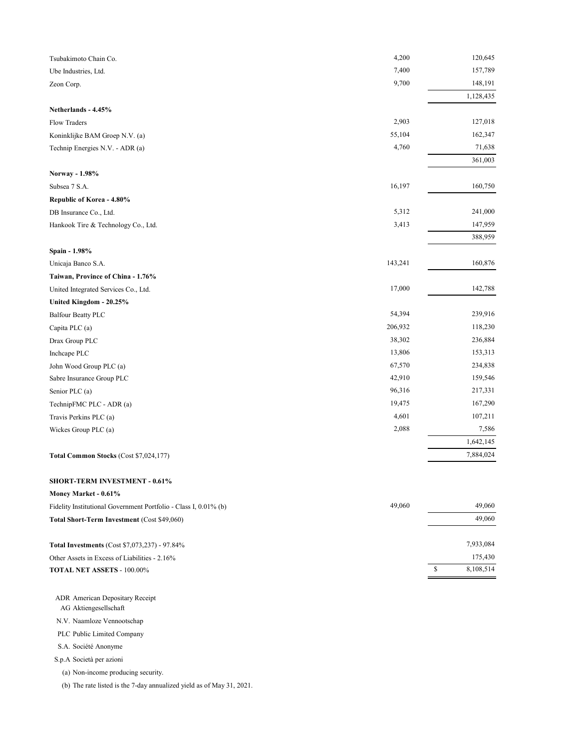| | Shares | Value |
|---|---|---|
| Tsubakimoto Chain Co. | 4,200 | 120,645 |
| Ube Industries, Ltd. | 7,400 | 157,789 |
| Zeon Corp. | 9,700 | 148,191 |
| | | 1,128,435 |
| **Netherlands - 4.45%** | | |
| Flow Traders | 2,903 | 127,018 |
| Koninklijke BAM Groep N.V. (a) | 55,104 | 162,347 |
| Technip Energies N.V. - ADR (a) | 4,760 | 71,638 |
| | | 361,003 |
| **Norway - 1.98%** | | |
| Subsea 7 S.A. | 16,197 | 160,750 |
| **Republic of Korea - 4.80%** | | |
| DB Insurance Co., Ltd. | 5,312 | 241,000 |
| Hankook Tire & Technology Co., Ltd. | 3,413 | 147,959 |
| | | 388,959 |
| **Spain - 1.98%** | | |
| Unicaja Banco S.A. | 143,241 | 160,876 |
| **Taiwan, Province of China - 1.76%** | | |
| United Integrated Services Co., Ltd. | 17,000 | 142,788 |
| **United Kingdom - 20.25%** | | |
| Balfour Beatty PLC | 54,394 | 239,916 |
| Capita PLC (a) | 206,932 | 118,230 |
| Drax Group PLC | 38,302 | 236,884 |
| Inchcape PLC | 13,806 | 153,313 |
| John Wood Group PLC (a) | 67,570 | 234,838 |
| Sabre Insurance Group PLC | 42,910 | 159,546 |
| Senior PLC (a) | 96,316 | 217,331 |
| TechnipFMC PLC - ADR (a) | 19,475 | 167,290 |
| Travis Perkins PLC (a) | 4,601 | 107,211 |
| Wickes Group PLC (a) | 2,088 | 7,586 |
| | | 1,642,145 |
| **Total Common Stocks** (Cost $7,024,177) | | 7,884,024 |
| | | |
| **SHORT-TERM INVESTMENT - 0.61%** | | |
| **Money Market - 0.61%** | | |
| Fidelity Institutional Government Portfolio - Class I, 0.01% (b) | 49,060 | 49,060 |
| **Total Short-Term Investment** (Cost $49,060) | | 49,060 |
| | | |
| **Total Investments** (Cost $7,073,237) - 97.84% | | 7,933,084 |
| Other Assets in Excess of Liabilities - 2.16% | | 175,430 |
| **TOTAL NET ASSETS** - 100.00% | | $ 8,108,514 |

ADR American Depositary Receipt
AG Aktiengesellschaft
N.V. Naamloze Vennootschap
PLC Public Limited Company
S.A. Société Anonyme
S.p.A Società per azioni

(a) Non-income producing security.

(b) The rate listed is the 7-day annualized yield as of May 31, 2021.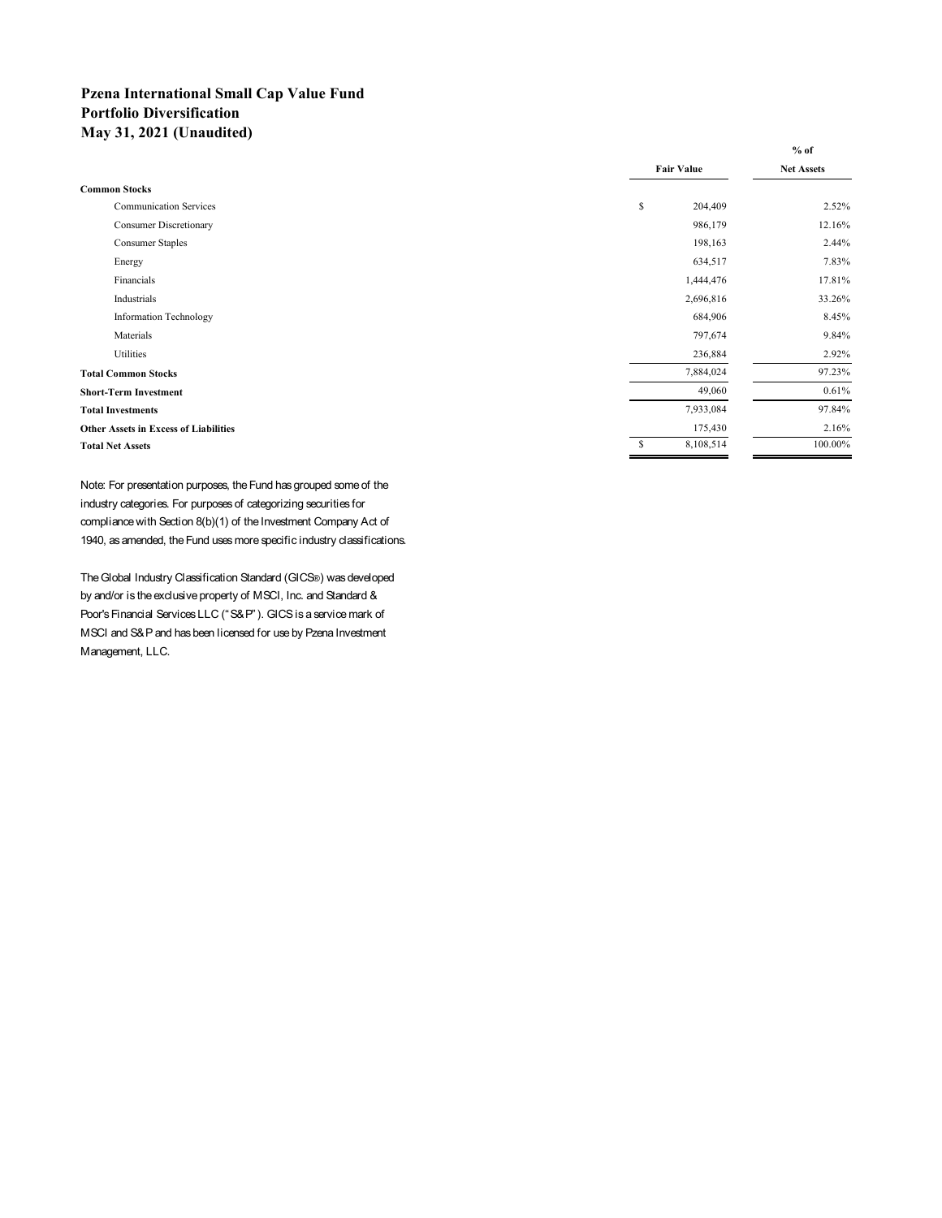# Pzena International Small Cap Value Fund
## Portfolio Diversification
## May 31, 2021 (Unaudited)

| | Fair Value | % of Net Assets |
|---|---|---|
| **Common Stocks** | | |
| Communication Services | $ 204,409 | 2.52% |
| Consumer Discretionary | 986,179 | 12.16% |
| Consumer Staples | 198,163 | 2.44% |
| Energy | 634,517 | 7.83% |
| Financials | 1,444,476 | 17.81% |
| Industrials | 2,696,816 | 33.26% |
| Information Technology | 684,906 | 8.45% |
| Materials | 797,674 | 9.84% |
| Utilities | 236,884 | 2.92% |
| **Total Common Stocks** | 7,884,024 | 97.23% |
| **Short-Term Investment** | 49,060 | 0.61% |
| **Total Investments** | 7,933,084 | 97.84% |
| **Other Assets in Excess of Liabilities** | 175,430 | 2.16% |
| **Total Net Assets** | $ 8,108,514 | 100.00% |

Note: For presentation purposes, the Fund has grouped some of the industry categories. For purposes of categorizing securities for compliance with Section 8(b)(1) of the Investment Company Act of 1940, as amended, the Fund uses more specific industry classifications.

The Global Industry Classification Standard (GICS®) was developed by and/or is the exclusive property of MSCI, Inc. and Standard & Poor's Financial Services LLC ("S&P"). GICS is a service mark of MSCI and S&P and has been licensed for use by Pzena Investment Management, LLC.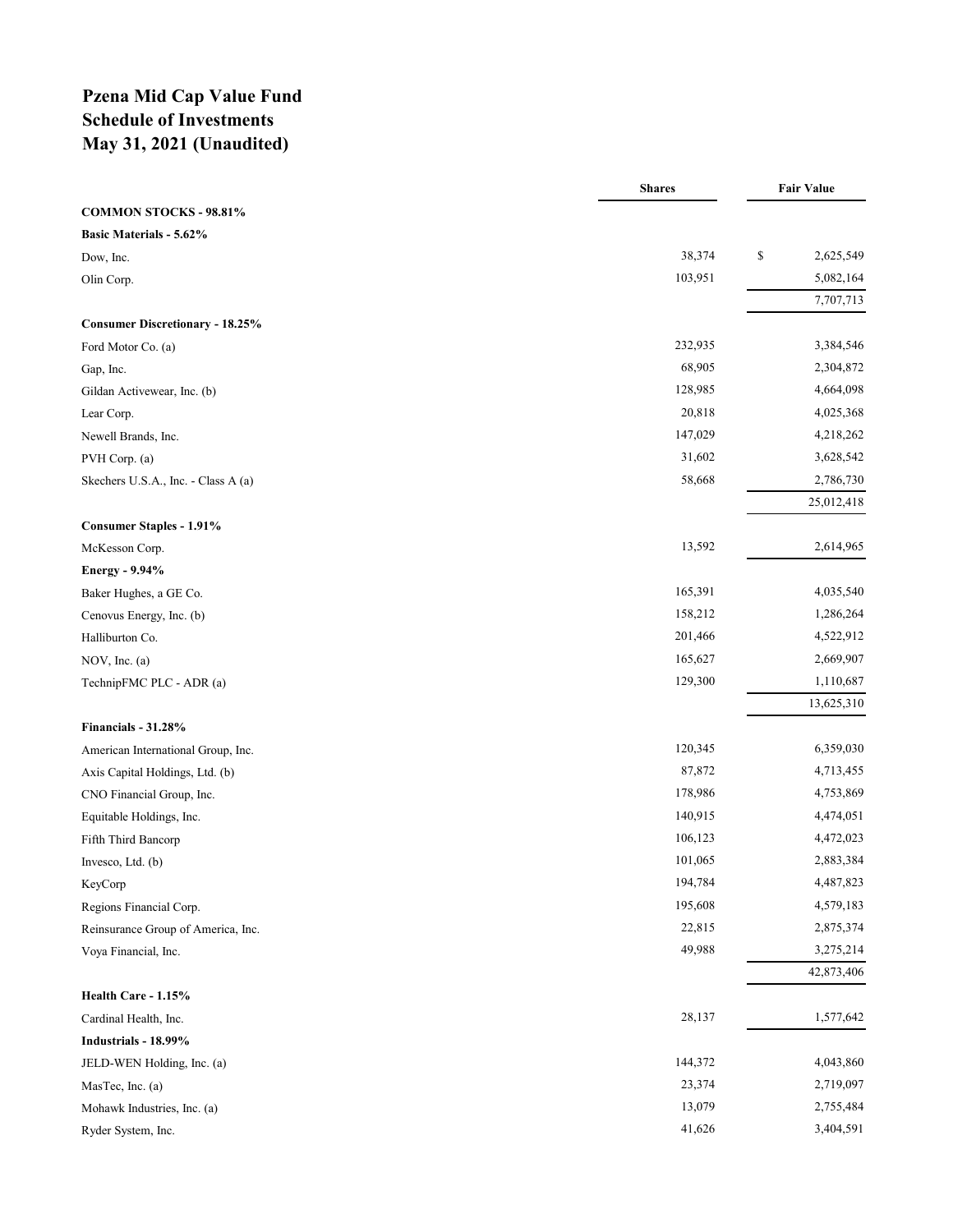# Pzena Mid Cap Value Fund
# Schedule of Investments
# May 31, 2021 (Unaudited)

| | Shares | Fair Value |
|---|---|---|
| **COMMON STOCKS - 98.81%** | | |
| **Basic Materials - 5.62%** | | |
| Dow, Inc. | 38,374 | $ 2,625,549 |
| Olin Corp. | 103,951 | 5,082,164 |
| | | 7,707,713 |
| **Consumer Discretionary - 18.25%** | | |
| Ford Motor Co. (a) | 232,935 | 3,384,546 |
| Gap, Inc. | 68,905 | 2,304,872 |
| Gildan Activewear, Inc. (b) | 128,985 | 4,664,098 |
| Lear Corp. | 20,818 | 4,025,368 |
| Newell Brands, Inc. | 147,029 | 4,218,262 |
| PVH Corp. (a) | 31,602 | 3,628,542 |
| Skechers U.S.A., Inc. - Class A (a) | 58,668 | 2,786,730 |
| | | 25,012,418 |
| **Consumer Staples - 1.91%** | | |
| McKesson Corp. | 13,592 | 2,614,965 |
| **Energy - 9.94%** | | |
| Baker Hughes, a GE Co. | 165,391 | 4,035,540 |
| Cenovus Energy, Inc. (b) | 158,212 | 1,286,264 |
| Halliburton Co. | 201,466 | 4,522,912 |
| NOV, Inc. (a) | 165,627 | 2,669,907 |
| TechnipFMC PLC - ADR (a) | 129,300 | 1,110,687 |
| | | 13,625,310 |
| **Financials - 31.28%** | | |
| American International Group, Inc. | 120,345 | 6,359,030 |
| Axis Capital Holdings, Ltd. (b) | 87,872 | 4,713,455 |
| CNO Financial Group, Inc. | 178,986 | 4,753,869 |
| Equitable Holdings, Inc. | 140,915 | 4,474,051 |
| Fifth Third Bancorp | 106,123 | 4,472,023 |
| Invesco, Ltd. (b) | 101,065 | 2,883,384 |
| KeyCorp | 194,784 | 4,487,823 |
| Regions Financial Corp. | 195,608 | 4,579,183 |
| Reinsurance Group of America, Inc. | 22,815 | 2,875,374 |
| Voya Financial, Inc. | 49,988 | 3,275,214 |
| | | 42,873,406 |
| **Health Care - 1.15%** | | |
| Cardinal Health, Inc. | 28,137 | 1,577,642 |
| **Industrials - 18.99%** | | |
| JELD-WEN Holding, Inc. (a) | 144,372 | 4,043,860 |
| MasTec, Inc. (a) | 23,374 | 2,719,097 |
| Mohawk Industries, Inc. (a) | 13,079 | 2,755,484 |
| Ryder System, Inc. | 41,626 | 3,404,591 |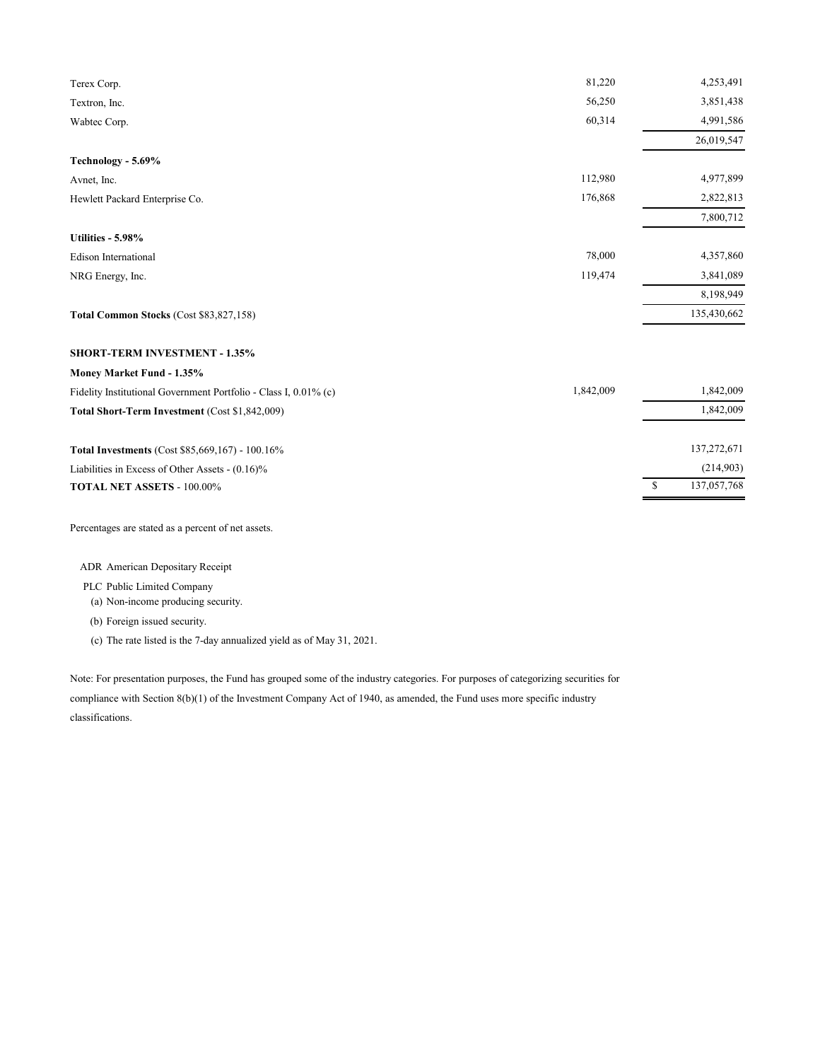| | | |
|---|---|---|
| Terex Corp. | 81,220 | 4,253,491 |
| Textron, Inc. | 56,250 | 3,851,438 |
| Wabtec Corp. | 60,314 | 4,991,586 |
| | | 26,019,547 |
| **Technology - 5.69%** | | |
| Avnet, Inc. | 112,980 | 4,977,899 |
| Hewlett Packard Enterprise Co. | 176,868 | 2,822,813 |
| | | 7,800,712 |
| **Utilities - 5.98%** | | |
| Edison International | 78,000 | 4,357,860 |
| NRG Energy, Inc. | 119,474 | 3,841,089 |
| | | 8,198,949 |
| **Total Common Stocks** (Cost $83,827,158) | | 135,430,662 |
| | | |
| **SHORT-TERM INVESTMENT - 1.35%** | | |
| **Money Market Fund - 1.35%** | | |
| Fidelity Institutional Government Portfolio - Class I, 0.01% (c) | 1,842,009 | 1,842,009 |
| **Total Short-Term Investment** (Cost $1,842,009) | | 1,842,009 |
| | | |
| **Total Investments** (Cost $85,669,167) - 100.16% | | 137,272,671 |
| Liabilities in Excess of Other Assets - (0.16)% | | (214,903) |
| **TOTAL NET ASSETS** - 100.00% | | $ 137,057,768 |

Percentages are stated as a percent of net assets.

ADR American Depositary Receipt

PLC Public Limited Company

(a) Non-income producing security.

(b) Foreign issued security.

(c) The rate listed is the 7-day annualized yield as of May 31, 2021.

Note: For presentation purposes, the Fund has grouped some of the industry categories. For purposes of categorizing securities for compliance with Section 8(b)(1) of the Investment Company Act of 1940, as amended, the Fund uses more specific industry classifications.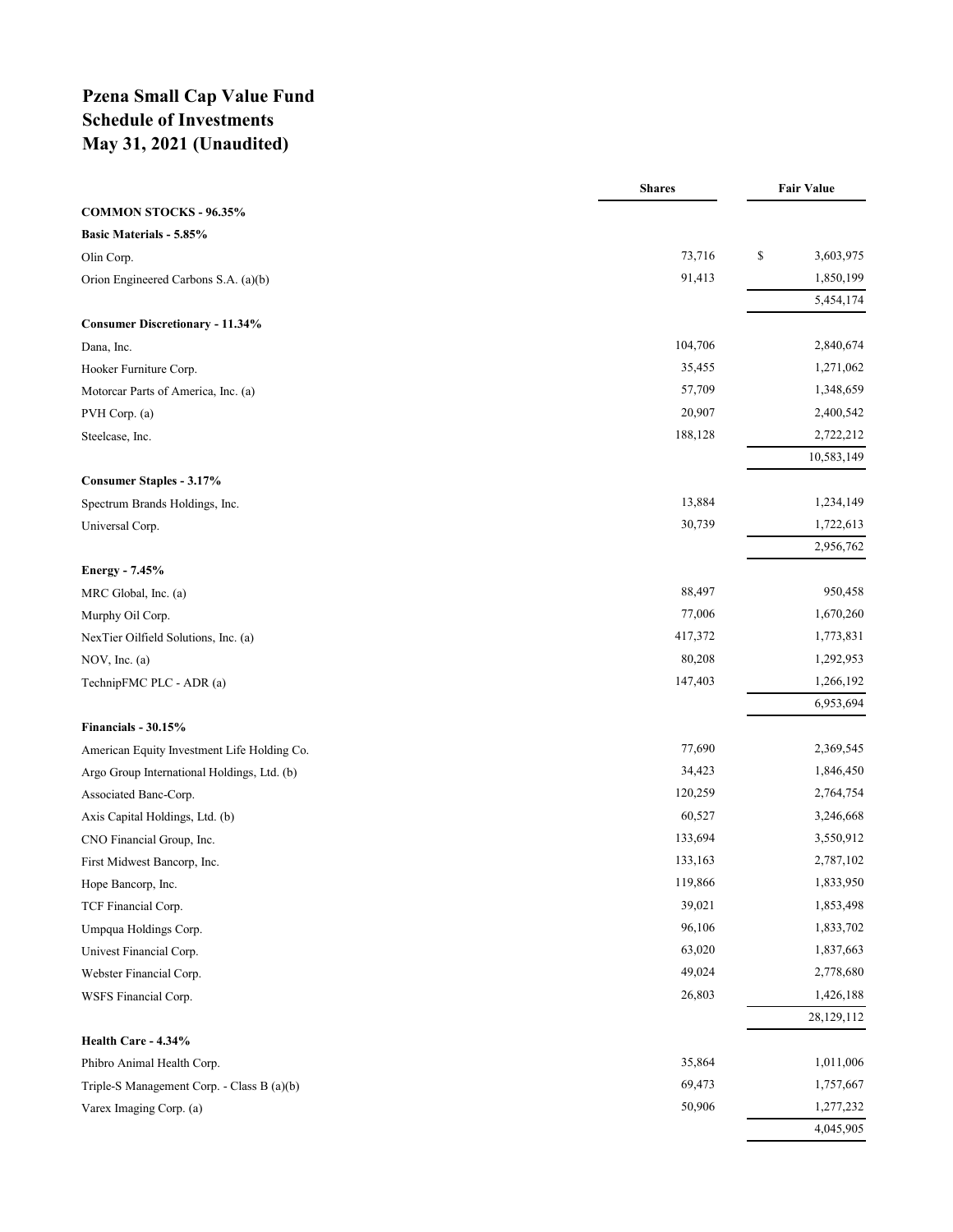# Pzena Small Cap Value Fund
# Schedule of Investments
# May 31, 2021 (Unaudited)

| | Shares | Fair Value |
|---|---|---|
| **COMMON STOCKS - 96.35%** | | |
| **Basic Materials - 5.85%** | | |
| Olin Corp. | 73,716 | $ 3,603,975 |
| Orion Engineered Carbons S.A. (a)(b) | 91,413 | 1,850,199 |
| | | 5,454,174 |
| **Consumer Discretionary - 11.34%** | | |
| Dana, Inc. | 104,706 | 2,840,674 |
| Hooker Furniture Corp. | 35,455 | 1,271,062 |
| Motorcar Parts of America, Inc. (a) | 57,709 | 1,348,659 |
| PVH Corp. (a) | 20,907 | 2,400,542 |
| Steelcase, Inc. | 188,128 | 2,722,212 |
| | | 10,583,149 |
| **Consumer Staples - 3.17%** | | |
| Spectrum Brands Holdings, Inc. | 13,884 | 1,234,149 |
| Universal Corp. | 30,739 | 1,722,613 |
| | | 2,956,762 |
| **Energy - 7.45%** | | |
| MRC Global, Inc. (a) | 88,497 | 950,458 |
| Murphy Oil Corp. | 77,006 | 1,670,260 |
| NexTier Oilfield Solutions, Inc. (a) | 417,372 | 1,773,831 |
| NOV, Inc. (a) | 80,208 | 1,292,953 |
| TechnipFMC PLC - ADR (a) | 147,403 | 1,266,192 |
| | | 6,953,694 |
| **Financials - 30.15%** | | |
| American Equity Investment Life Holding Co. | 77,690 | 2,369,545 |
| Argo Group International Holdings, Ltd. (b) | 34,423 | 1,846,450 |
| Associated Banc-Corp. | 120,259 | 2,764,754 |
| Axis Capital Holdings, Ltd. (b) | 60,527 | 3,246,668 |
| CNO Financial Group, Inc. | 133,694 | 3,550,912 |
| First Midwest Bancorp, Inc. | 133,163 | 2,787,102 |
| Hope Bancorp, Inc. | 119,866 | 1,833,950 |
| TCF Financial Corp. | 39,021 | 1,853,498 |
| Umpqua Holdings Corp. | 96,106 | 1,833,702 |
| Univest Financial Corp. | 63,020 | 1,837,663 |
| Webster Financial Corp. | 49,024 | 2,778,680 |
| WSFS Financial Corp. | 26,803 | 1,426,188 |
| | | 28,129,112 |
| **Health Care - 4.34%** | | |
| Phibro Animal Health Corp. | 35,864 | 1,011,006 |
| Triple-S Management Corp. - Class B (a)(b) | 69,473 | 1,757,667 |
| Varex Imaging Corp. (a) | 50,906 | 1,277,232 |
| | | 4,045,905 |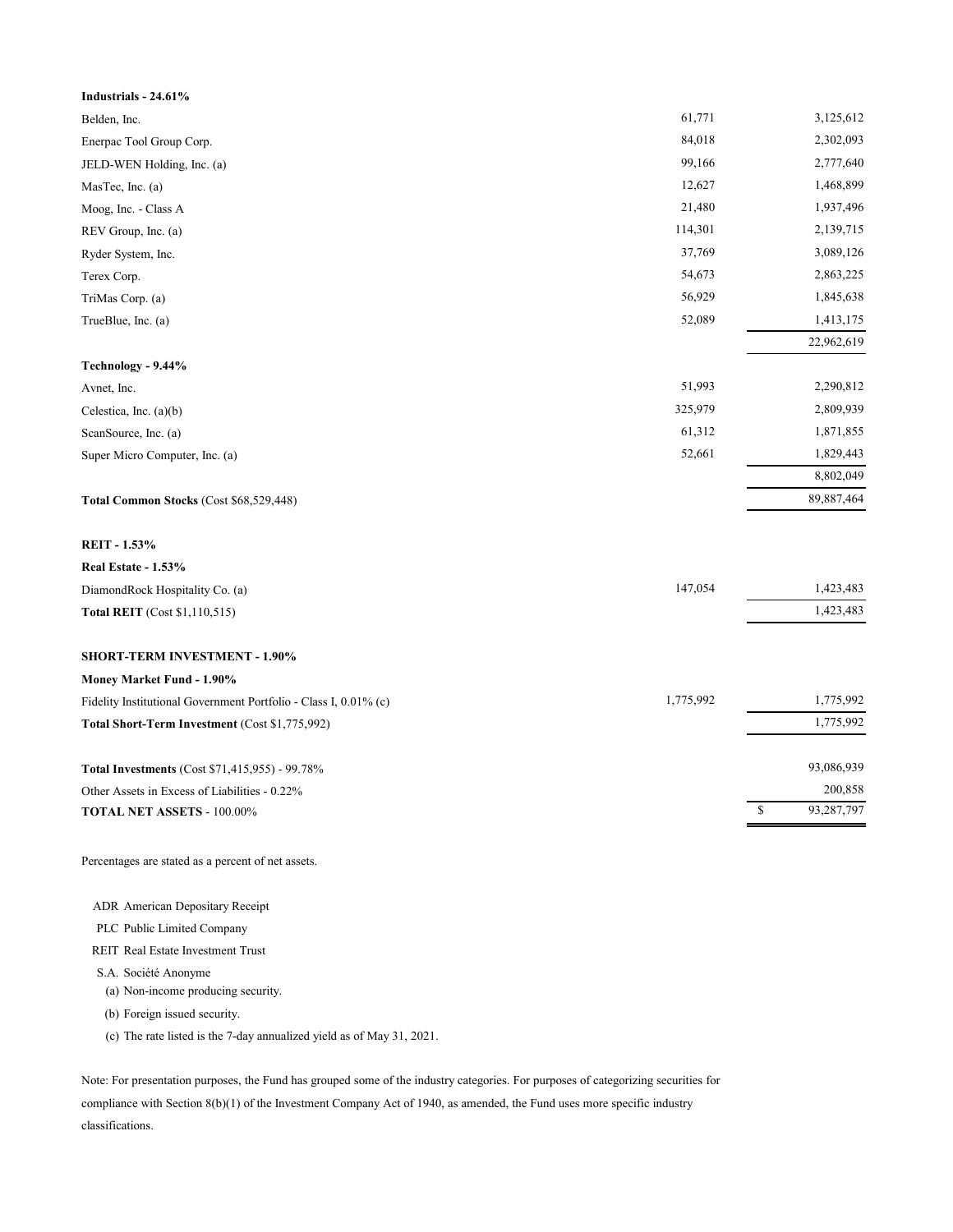| | | |
|---|---|---|
| **Industrials - 24.61%** | | |
| Belden, Inc. | 61,771 | 3,125,612 |
| Enerpac Tool Group Corp. | 84,018 | 2,302,093 |
| JELD-WEN Holding, Inc. (a) | 99,166 | 2,777,640 |
| MasTec, Inc. (a) | 12,627 | 1,468,899 |
| Moog, Inc. - Class A | 21,480 | 1,937,496 |
| REV Group, Inc. (a) | 114,301 | 2,139,715 |
| Ryder System, Inc. | 37,769 | 3,089,126 |
| Terex Corp. | 54,673 | 2,863,225 |
| TriMas Corp. (a) | 56,929 | 1,845,638 |
| TrueBlue, Inc. (a) | 52,089 | 1,413,175 |
| | | 22,962,619 |
| **Technology - 9.44%** | | |
| Avnet, Inc. | 51,993 | 2,290,812 |
| Celestica, Inc. (a)(b) | 325,979 | 2,809,939 |
| ScanSource, Inc. (a) | 61,312 | 1,871,855 |
| Super Micro Computer, Inc. (a) | 52,661 | 1,829,443 |
| | | 8,802,049 |
| **Total Common Stocks** (Cost $68,529,448) | | 89,887,464 |
| | | |
| **REIT - 1.53%** | | |
| **Real Estate - 1.53%** | | |
| DiamondRock Hospitality Co. (a) | 147,054 | 1,423,483 |
| **Total REIT** (Cost $1,110,515) | | 1,423,483 |
| | | |
| **SHORT-TERM INVESTMENT - 1.90%** | | |
| **Money Market Fund - 1.90%** | | |
| Fidelity Institutional Government Portfolio - Class I, 0.01% (c) | 1,775,992 | 1,775,992 |
| **Total Short-Term Investment** (Cost $1,775,992) | | 1,775,992 |
| | | |
| **Total Investments** (Cost $71,415,955) - 99.78% | | 93,086,939 |
| Other Assets in Excess of Liabilities - 0.22% | | 200,858 |
| **TOTAL NET ASSETS** - 100.00% | | $ 93,287,797 |

Percentages are stated as a percent of net assets.

ADR American Depositary Receipt
PLC Public Limited Company
REIT Real Estate Investment Trust
S.A. Société Anonyme

(a) Non-income producing security.
(b) Foreign issued security.
(c) The rate listed is the 7-day annualized yield as of May 31, 2021.

Note: For presentation purposes, the Fund has grouped some of the industry categories. For purposes of categorizing securities for compliance with Section 8(b)(1) of the Investment Company Act of 1940, as amended, the Fund uses more specific industry classifications.